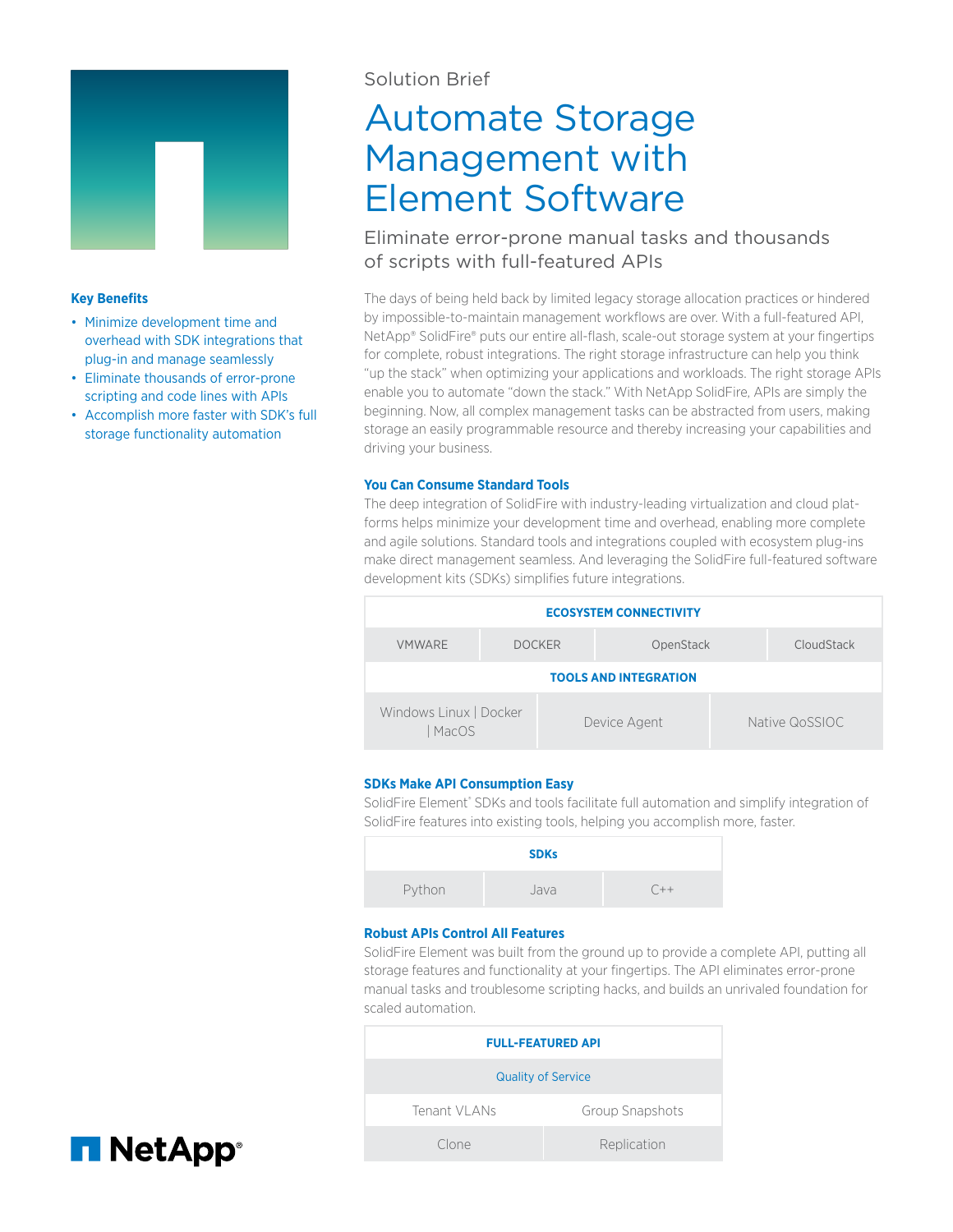Solution Brief

# Automate Storage Management with Element Software

## Eliminate error-prone manual tasks and thousands of scripts with full-featured APIs

### Key Benefits

- Minimize development time and overhead with SDK integrations that plug-in and manage seamlessly
- Eliminate thousands of error-prone scripting and code lines with APIs
- Accomplish more faster with SDK's full storage functionality automation

The days of being held back by limited legacy storage allocation practices or hindered by impossible-to-maintain management workflows are over. With a full-featured API, NetApp® SolidFire® puts our entire all-flash, scale-out storage system at your fingertips for complete, robust integrations. The right storage infrastructure can help you think "up the stack" when optimizing your applications and workloads. The right storage APIs enable you to automate "down the stack." With NetApp SolidFire, APIs are simply the beginning. Now, all complex management tasks can be abstracted from users, making storage an easily programmable resource and thereby increasing your capabilities and driving your business.

### You Can Consume Standard Tools

The deep integration of SolidFire with industry-leading virtualization and cloud platforms helps minimize your development time and overhead, enabling more complete and agile solutions. Standard tools and integrations coupled with ecosystem plug-ins make direct management seamless. And leveraging the SolidFire full-featured software development kits (SDKs) simplifies future integrations.

| ECOSYSTEM CONNECTIVITY | | | |
|---|---|---|---|
| VMWARE | DOCKER | OpenStack | CloudStack |

| TOOLS AND INTEGRATION | | |
|---|---|---|
| Windows Linux \| Docker \| MacOS | Device Agent | Native QoSSIOC |

### SDKs Make API Consumption Easy

SolidFire Element® SDKs and tools facilitate full automation and simplify integration of SolidFire features into existing tools, helping you accomplish more, faster.

| SDKs | | |
|---|---|---|
| Python | Java | C++ |

### Robust APIs Control All Features

SolidFire Element was built from the ground up to provide a complete API, putting all storage features and functionality at your fingertips. The API eliminates error-prone manual tasks and troublesome scripting hacks, and builds an unrivaled foundation for scaled automation.

| FULL-FEATURED API | |
|---|---|
| Quality of Service | |
| Tenant VLANs | Group Snapshots |
| Clone | Replication |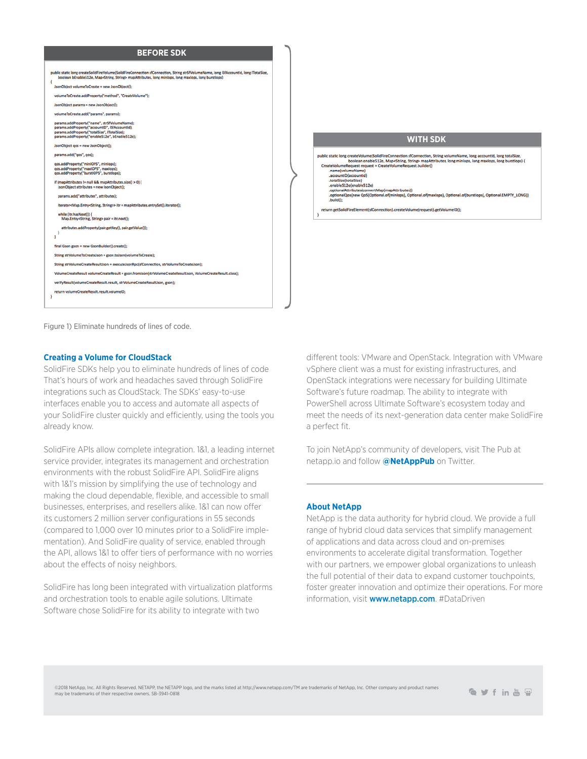**BEFORE SDK**

```
public static long createSolidFireVolume(SolidFireConnection sfConnection, String strSfVolumeName, long lSfAccountId, long lTotalSize,
    boolean bEnable512e, Map<String, String> mapAttributes, long minIops, long maxIops, long burstIops)
{
    JsonObject volumeToCreate = new JsonObject();

    volumeToCreate.addProperty("method", "CreateVolume");

    JsonObject params = new JsonObject();

    volumeToCreate.add("params", params);

    params.addProperty("name", strSfVolumeName);
    params.addProperty("accountID", lSfAccountId);
    params.addProperty("totalSize", lTotalSize);
    params.addProperty("enable512e", bEnable512e);

    JsonObject qos = new JsonObject();

    params.add("qos", qos);

    qos.addProperty("minIOPS", minIops);
    qos.addProperty("maxIOPS", maxIops);
    qos.addProperty("burstIOPS", burstIops);

    if (mapAttributes != null && mapAttributes.size() > 0) {
        JsonObject attributes = new JsonObject();

        params.add("attributes", attributes);

        Iterator<Map.Entry<String, String>> itr = mapAttributes.entrySet().iterator();

        while (itr.hasNext()) {
            Map.Entry<String, String> pair = itr.next();

            attributes.addProperty(pair.getKey(), pair.getValue());
        }
    }

    final Gson gson = new GsonBuilder().create();

    String strVolumeToCreateJson = gson.toJson(volumeToCreate);

    String strVolumeCreateResultJson = executeJsonRpc(sfConnection, strVolumeToCreateJson);

    VolumeCreateResult volumeCreateResult = gson.fromJson(strVolumeCreateResultJson, VolumeCreateResult.class);

    verifyResult(volumeCreateResult.result, strVolumeCreateResultJson, gson);

    return volumeCreateResult.result.volumeID;
}
```

**WITH SDK**

```
public static long createVolume(SolidFireConnection sfConnection, String volumeName, long accountId, long totalSize,
        boolean enable512e, Map<String, String> mapAttributes, long minIops, long maxIops, long burstIops) {
    CreateVolumeRequest request = CreateVolumeRequest.builder()
        .name(volumeName)
        .accountID(accountId)
        .totalSize(totalSize)
        .enable512e(enable512e)
        .optionalAttributes(convertMap(mapAttributes))
        .optionalQos(new QoS(Optional.of(minIops), Optional.of(maxIops), Optional.of(burstIops), Optional.EMPTY_LONG))
        .build();

    return getSolidFireElement(sfConnection).createVolume(request).getVolumeID();
}
```

Figure 1) Eliminate hundreds of lines of code.

### Creating a Volume for CloudStack

SolidFire SDKs help you to eliminate hundreds of lines of code That's hours of work and headaches saved through SolidFire integrations such as CloudStack. The SDKs' easy-to-use interfaces enable you to access and automate all aspects of your SolidFire cluster quickly and efficiently, using the tools you already know.

SolidFire APIs allow complete integration. 1&1, a leading internet service provider, integrates its management and orchestration environments with the robust SolidFire API. SolidFire aligns with 1&1's mission by simplifying the use of technology and making the cloud dependable, flexible, and accessible to small businesses, enterprises, and resellers alike. 1&1 can now offer its customers 2 million server configurations in 55 seconds (compared to 1,000 over 10 minutes prior to a SolidFire implementation). And SolidFire quality of service, enabled through the API, allows 1&1 to offer tiers of performance with no worries about the effects of noisy neighbors.

SolidFire has long been integrated with virtualization platforms and orchestration tools to enable agile solutions. Ultimate Software chose SolidFire for its ability to integrate with two different tools: VMware and OpenStack. Integration with VMware vSphere client was a must for existing infrastructures, and OpenStack integrations were necessary for building Ultimate Software's future roadmap. The ability to integrate with PowerShell across Ultimate Software's ecosystem today and meet the needs of its next-generation data center make SolidFire a perfect fit.

To join NetApp's community of developers, visit The Pub at netapp.io and follow **@NetAppPub** on Twitter.

### About NetApp

NetApp is the data authority for hybrid cloud. We provide a full range of hybrid cloud data services that simplify management of applications and data across cloud and on-premises environments to accelerate digital transformation. Together with our partners, we empower global organizations to unleash the full potential of their data to expand customer touchpoints, foster greater innovation and optimize their operations. For more information, visit **www.netapp.com**. #DataDriven

©2018 NetApp, Inc. All Rights Reserved. NETAPP, the NETAPP logo, and the marks listed at http://www.netapp.com/TM are trademarks of NetApp, Inc. Other company and product names may be trademarks of their respective owners. SB-3941-0818